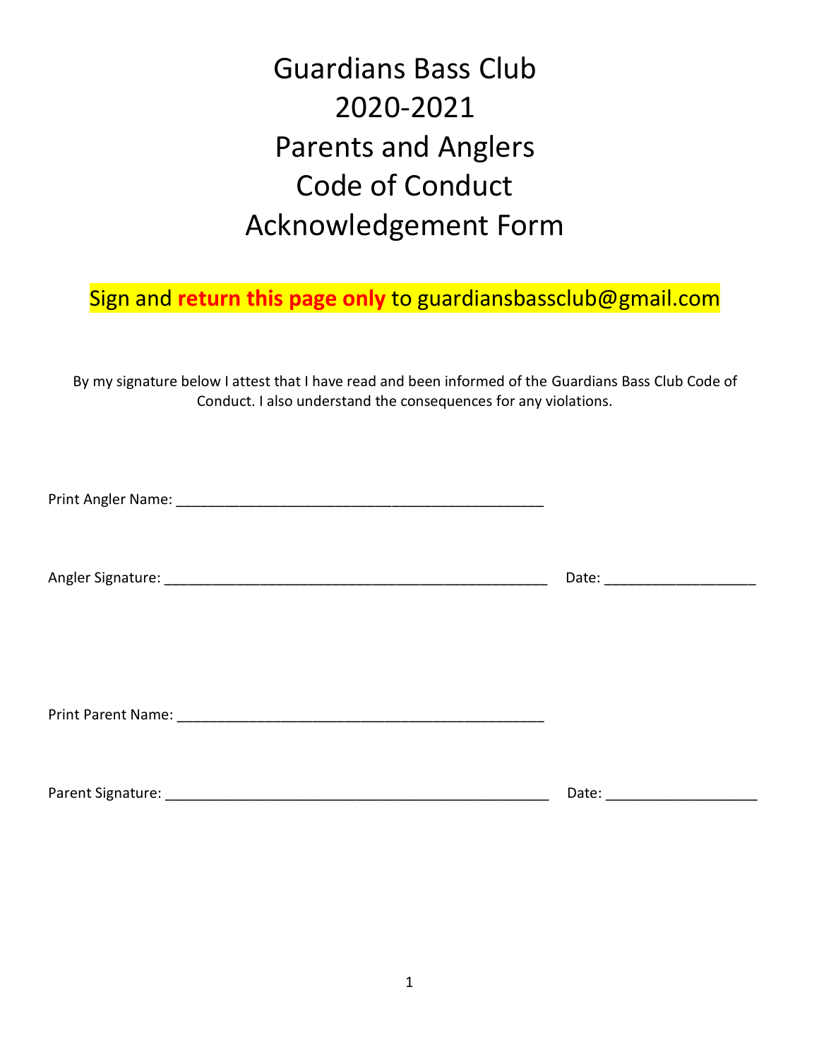# Guardians Bass Club
# 2020-2021
# Parents and Anglers
# Code of Conduct
# Acknowledgement Form

Sign and **return this page only** to guardiansbassclub@gmail.com

By my signature below I attest that I have read and been informed of the Guardians Bass Club Code of Conduct. I also understand the consequences for any violations.

Print Angler Name: ______________________________________________

Angler Signature: ________________________________________________ Date: __________________

Print Parent Name: ______________________________________________

Parent Signature: ________________________________________________ Date: __________________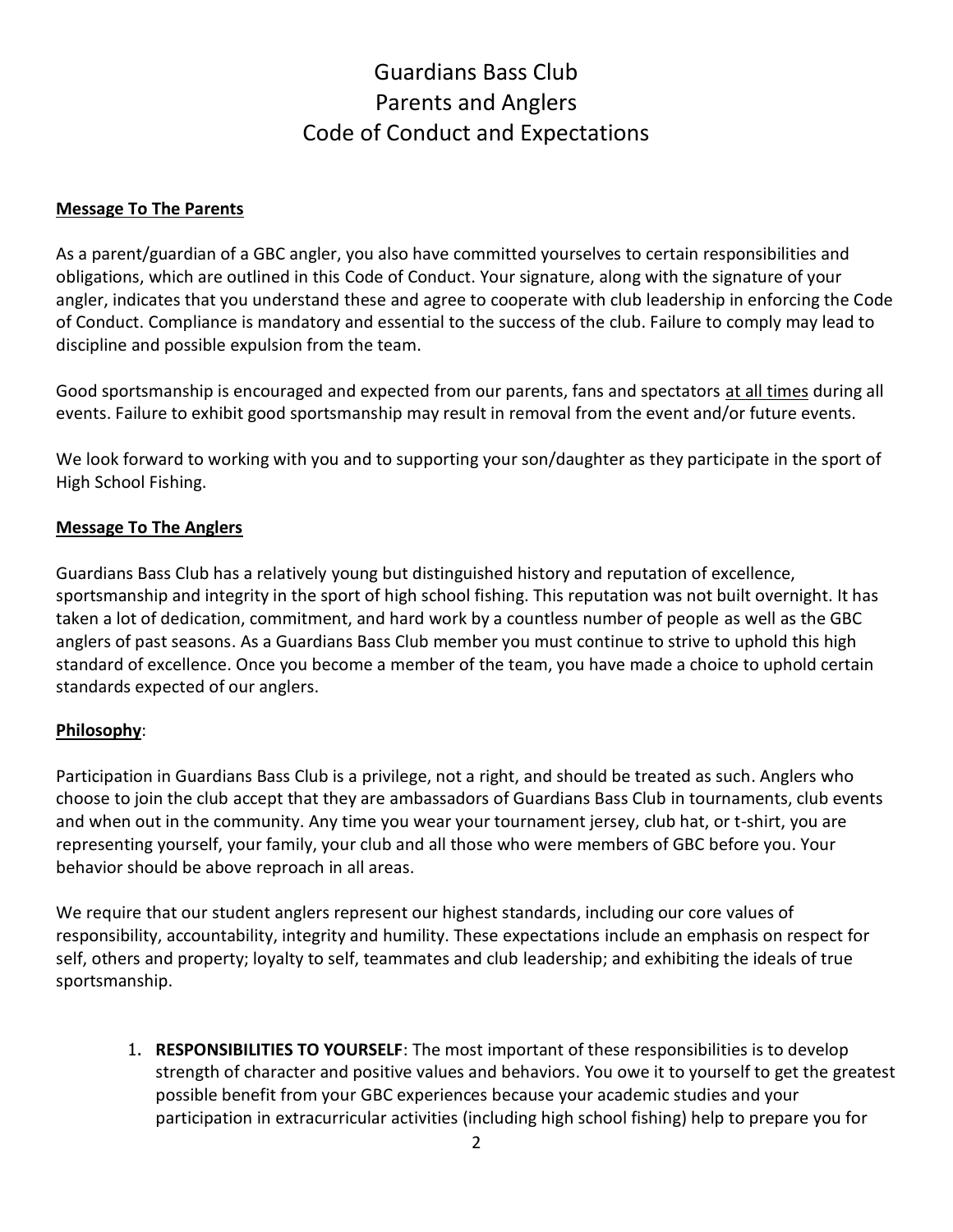# Guardians Bass Club
# Parents and Anglers
# Code of Conduct and Expectations

**Message To The Parents**

As a parent/guardian of a GBC angler, you also have committed yourselves to certain responsibilities and obligations, which are outlined in this Code of Conduct. Your signature, along with the signature of your angler, indicates that you understand these and agree to cooperate with club leadership in enforcing the Code of Conduct. Compliance is mandatory and essential to the success of the club. Failure to comply may lead to discipline and possible expulsion from the team.

Good sportsmanship is encouraged and expected from our parents, fans and spectators at all times during all events. Failure to exhibit good sportsmanship may result in removal from the event and/or future events.

We look forward to working with you and to supporting your son/daughter as they participate in the sport of High School Fishing.

**Message To The Anglers**

Guardians Bass Club has a relatively young but distinguished history and reputation of excellence, sportsmanship and integrity in the sport of high school fishing. This reputation was not built overnight. It has taken a lot of dedication, commitment, and hard work by a countless number of people as well as the GBC anglers of past seasons. As a Guardians Bass Club member you must continue to strive to uphold this high standard of excellence. Once you become a member of the team, you have made a choice to uphold certain standards expected of our anglers.

**Philosophy**:

Participation in Guardians Bass Club is a privilege, not a right, and should be treated as such. Anglers who choose to join the club accept that they are ambassadors of Guardians Bass Club in tournaments, club events and when out in the community. Any time you wear your tournament jersey, club hat, or t-shirt, you are representing yourself, your family, your club and all those who were members of GBC before you. Your behavior should be above reproach in all areas.

We require that our student anglers represent our highest standards, including our core values of responsibility, accountability, integrity and humility. These expectations include an emphasis on respect for self, others and property; loyalty to self, teammates and club leadership; and exhibiting the ideals of true sportsmanship.

1. **RESPONSIBILITIES TO YOURSELF**: The most important of these responsibilities is to develop strength of character and positive values and behaviors. You owe it to yourself to get the greatest possible benefit from your GBC experiences because your academic studies and your participation in extracurricular activities (including high school fishing) help to prepare you for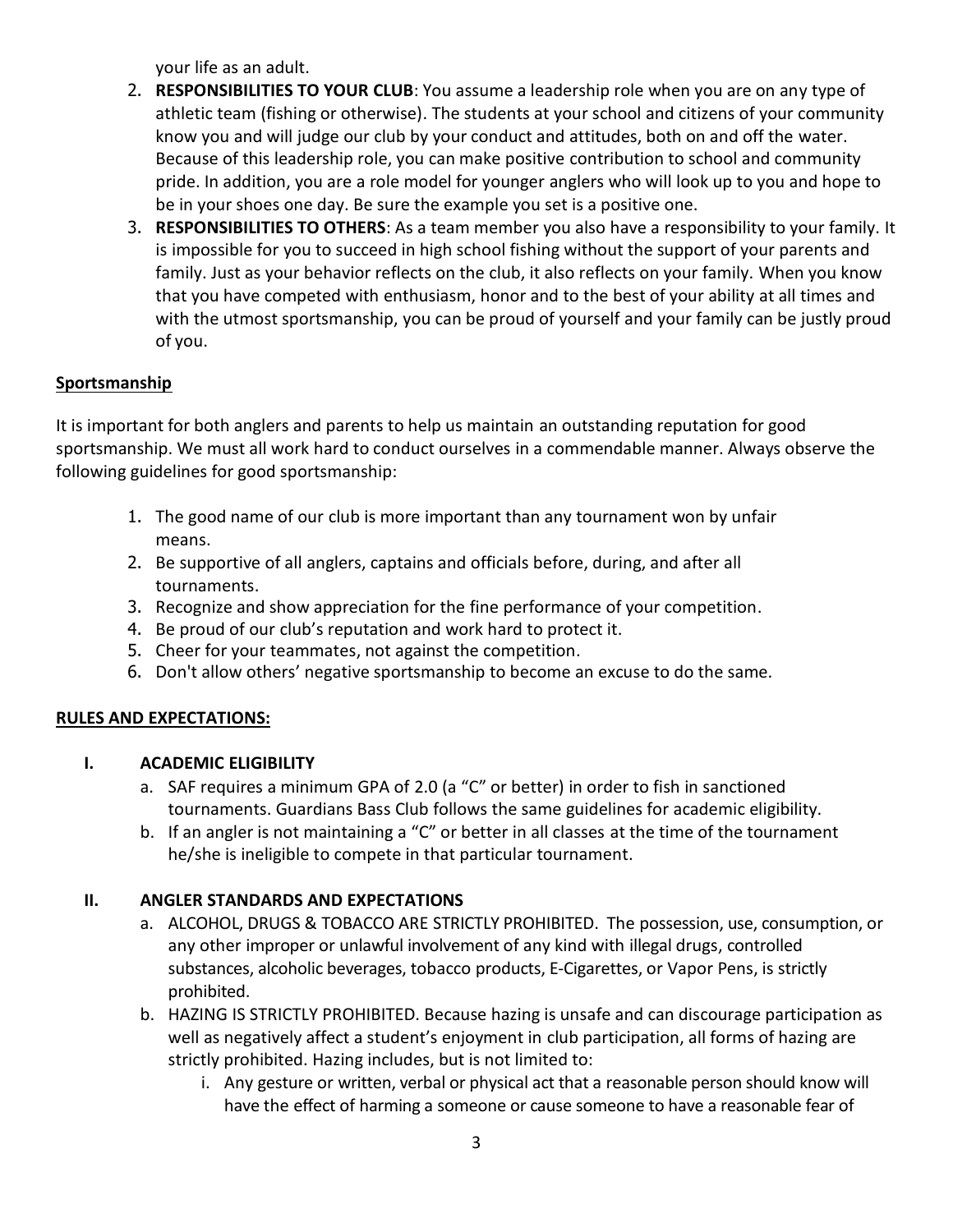your life as an adult.

2. **RESPONSIBILITIES TO YOUR CLUB**: You assume a leadership role when you are on any type of athletic team (fishing or otherwise). The students at your school and citizens of your community know you and will judge our club by your conduct and attitudes, both on and off the water. Because of this leadership role, you can make positive contribution to school and community pride. In addition, you are a role model for younger anglers who will look up to you and hope to be in your shoes one day. Be sure the example you set is a positive one.
3. **RESPONSIBILITIES TO OTHERS**: As a team member you also have a responsibility to your family. It is impossible for you to succeed in high school fishing without the support of your parents and family. Just as your behavior reflects on the club, it also reflects on your family. When you know that you have competed with enthusiasm, honor and to the best of your ability at all times and with the utmost sportsmanship, you can be proud of yourself and your family can be justly proud of you.

**Sportsmanship**

It is important for both anglers and parents to help us maintain an outstanding reputation for good sportsmanship. We must all work hard to conduct ourselves in a commendable manner. Always observe the following guidelines for good sportsmanship:

1. The good name of our club is more important than any tournament won by unfair means.
2. Be supportive of all anglers, captains and officials before, during, and after all tournaments.
3. Recognize and show appreciation for the fine performance of your competition.
4. Be proud of our club's reputation and work hard to protect it.
5. Cheer for your teammates, not against the competition.
6. Don't allow others' negative sportsmanship to become an excuse to do the same.

**RULES AND EXPECTATIONS:**

**I. ACADEMIC ELIGIBILITY**

a. SAF requires a minimum GPA of 2.0 (a "C" or better) in order to fish in sanctioned tournaments. Guardians Bass Club follows the same guidelines for academic eligibility.

b. If an angler is not maintaining a "C" or better in all classes at the time of the tournament he/she is ineligible to compete in that particular tournament.

**II. ANGLER STANDARDS AND EXPECTATIONS**

a. ALCOHOL, DRUGS & TOBACCO ARE STRICTLY PROHIBITED. The possession, use, consumption, or any other improper or unlawful involvement of any kind with illegal drugs, controlled substances, alcoholic beverages, tobacco products, E-Cigarettes, or Vapor Pens, is strictly prohibited.

b. HAZING IS STRICTLY PROHIBITED. Because hazing is unsafe and can discourage participation as well as negatively affect a student's enjoyment in club participation, all forms of hazing are strictly prohibited. Hazing includes, but is not limited to:

   i. Any gesture or written, verbal or physical act that a reasonable person should know will have the effect of harming a someone or cause someone to have a reasonable fear of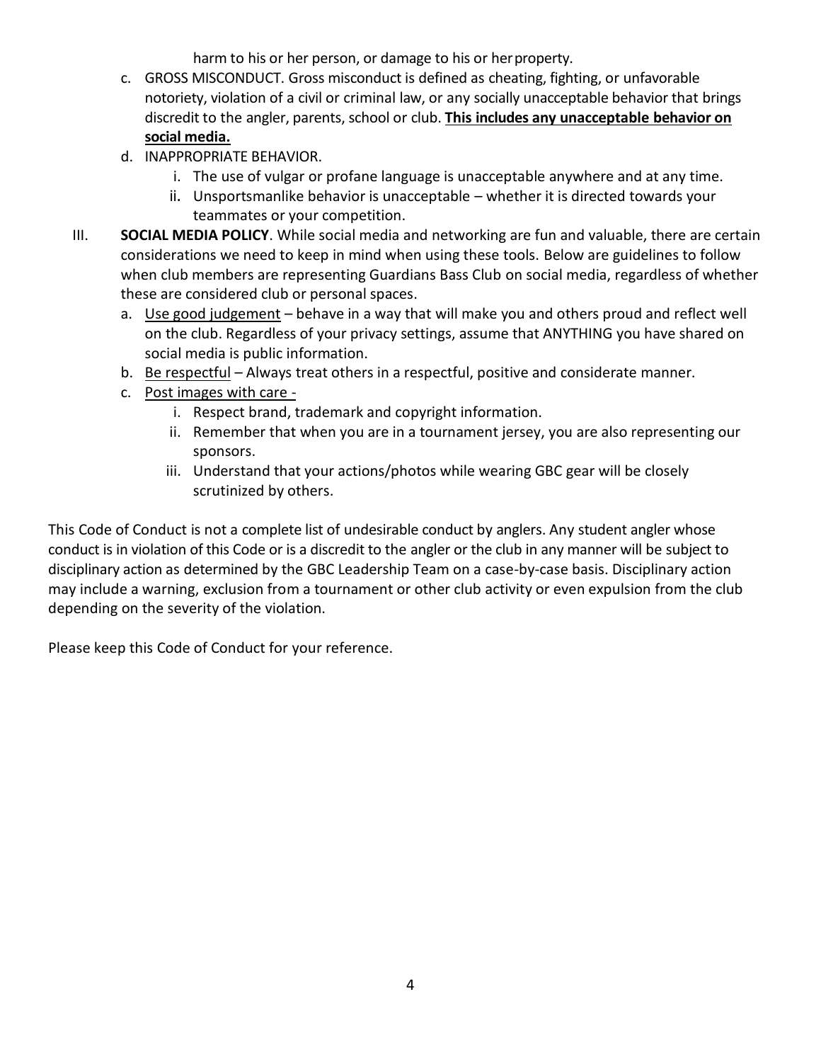harm to his or her person, or damage to his or her property.

c. GROSS MISCONDUCT. Gross misconduct is defined as cheating, fighting, or unfavorable notoriety, violation of a civil or criminal law, or any socially unacceptable behavior that brings discredit to the angler, parents, school or club. **This includes any unacceptable behavior on social media.**

d. INAPPROPRIATE BEHAVIOR.
   - i. The use of vulgar or profane language is unacceptable anywhere and at any time.
   - ii. Unsportsmanlike behavior is unacceptable – whether it is directed towards your teammates or your competition.

III. **SOCIAL MEDIA POLICY**. While social media and networking are fun and valuable, there are certain considerations we need to keep in mind when using these tools. Below are guidelines to follow when club members are representing Guardians Bass Club on social media, regardless of whether these are considered club or personal spaces.

a. Use good judgement – behave in a way that will make you and others proud and reflect well on the club. Regardless of your privacy settings, assume that ANYTHING you have shared on social media is public information.

b. Be respectful – Always treat others in a respectful, positive and considerate manner.

c. Post images with care -
   - i. Respect brand, trademark and copyright information.
   - ii. Remember that when you are in a tournament jersey, you are also representing our sponsors.
   - iii. Understand that your actions/photos while wearing GBC gear will be closely scrutinized by others.

This Code of Conduct is not a complete list of undesirable conduct by anglers. Any student angler whose conduct is in violation of this Code or is a discredit to the angler or the club in any manner will be subject to disciplinary action as determined by the GBC Leadership Team on a case-by-case basis. Disciplinary action may include a warning, exclusion from a tournament or other club activity or even expulsion from the club depending on the severity of the violation.

Please keep this Code of Conduct for your reference.